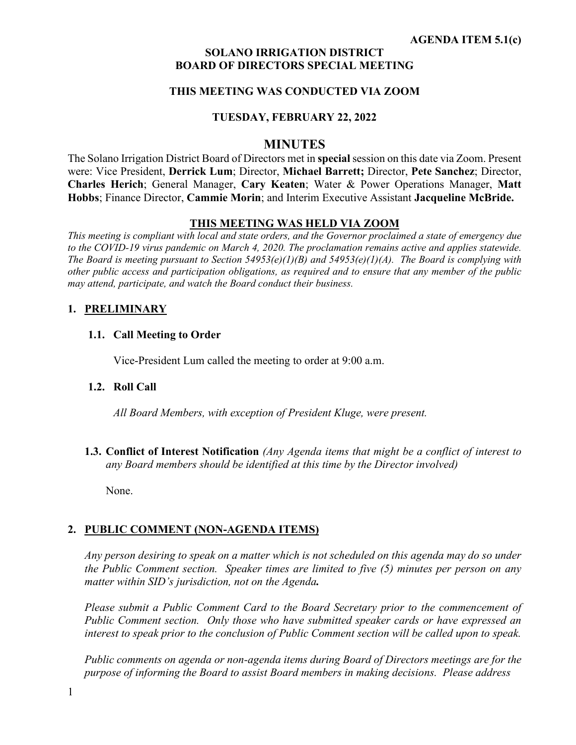**AGENDA ITEM 5.1(c)**

**SOLANO IRRIGATION DISTRICT**
**BOARD OF DIRECTORS SPECIAL MEETING**

**THIS MEETING WAS CONDUCTED VIA ZOOM**

**TUESDAY, FEBRUARY 22, 2022**

# MINUTES

The Solano Irrigation District Board of Directors met in **special** session on this date via Zoom. Present were: Vice President, **Derrick Lum**; Director, **Michael Barrett;** Director, **Pete Sanchez**; Director, **Charles Herich**; General Manager, **Cary Keaten**; Water & Power Operations Manager, **Matt Hobbs**; Finance Director, **Cammie Morin**; and Interim Executive Assistant **Jacqueline McBride.**

**THIS MEETING WAS HELD VIA ZOOM**

*This meeting is compliant with local and state orders, and the Governor proclaimed a state of emergency due to the COVID-19 virus pandemic on March 4, 2020. The proclamation remains active and applies statewide. The Board is meeting pursuant to Section 54953(e)(1)(B) and 54953(e)(1)(A). The Board is complying with other public access and participation obligations, as required and to ensure that any member of the public may attend, participate, and watch the Board conduct their business.*

## 1. PRELIMINARY

### 1.1. Call Meeting to Order

Vice-President Lum called the meeting to order at 9:00 a.m.

### 1.2. Roll Call

*All Board Members, with exception of President Kluge, were present.*

### 1.3. Conflict of Interest Notification *(Any Agenda items that might be a conflict of interest to any Board members should be identified at this time by the Director involved)*

None.

## 2. PUBLIC COMMENT (NON-AGENDA ITEMS)

*Any person desiring to speak on a matter which is not scheduled on this agenda may do so under the Public Comment section. Speaker times are limited to five (5) minutes per person on any matter within SID's jurisdiction, not on the Agenda.*

*Please submit a Public Comment Card to the Board Secretary prior to the commencement of Public Comment section. Only those who have submitted speaker cards or have expressed an interest to speak prior to the conclusion of Public Comment section will be called upon to speak.*

*Public comments on agenda or non-agenda items during Board of Directors meetings are for the purpose of informing the Board to assist Board members in making decisions. Please address*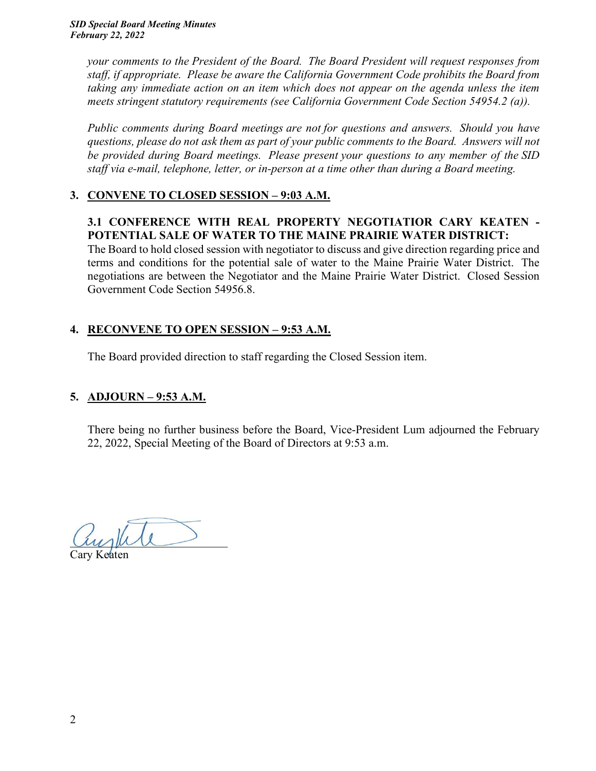*your comments to the President of the Board. The Board President will request responses from staff, if appropriate. Please be aware the California Government Code prohibits the Board from taking any immediate action on an item which does not appear on the agenda unless the item meets stringent statutory requirements (see California Government Code Section 54954.2 (a)).*

*Public comments during Board meetings are not for questions and answers. Should you have questions, please do not ask them as part of your public comments to the Board. Answers will not be provided during Board meetings. Please present your questions to any member of the SID staff via e-mail, telephone, letter, or in-person at a time other than during a Board meeting.*

## 3. CONVENE TO CLOSED SESSION – 9:03 A.M.

**3.1 CONFERENCE WITH REAL PROPERTY NEGOTIATIOR CARY KEATEN - POTENTIAL SALE OF WATER TO THE MAINE PRAIRIE WATER DISTRICT:**

The Board to hold closed session with negotiator to discuss and give direction regarding price and terms and conditions for the potential sale of water to the Maine Prairie Water District. The negotiations are between the Negotiator and the Maine Prairie Water District. Closed Session Government Code Section 54956.8.

## 4. RECONVENE TO OPEN SESSION – 9:53 A.M.

The Board provided direction to staff regarding the Closed Session item.

## 5. ADJOURN – 9:53 A.M.

There being no further business before the Board, Vice-President Lum adjourned the February 22, 2022, Special Meeting of the Board of Directors at 9:53 a.m.

Cary Keaten